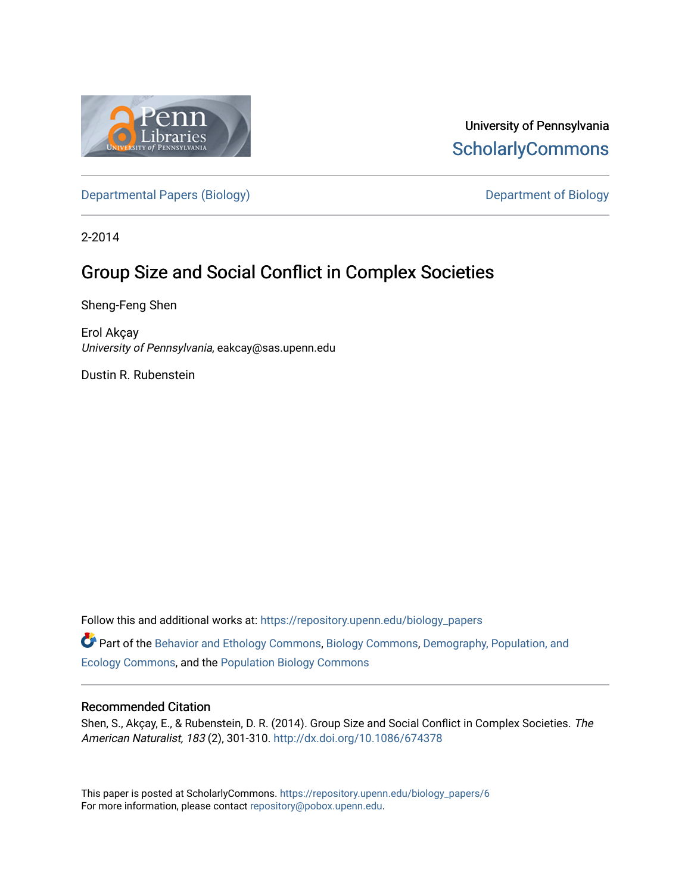University of Pennsylvania
ScholarlyCommons

Departmental Papers (Biology)

Department of Biology

2-2014

# Group Size and Social Conflict in Complex Societies

Sheng-Feng Shen

Erol Akçay
*University of Pennsylvania*, eakcay@sas.upenn.edu

Dustin R. Rubenstein

Follow this and additional works at: https://repository.upenn.edu/biology_papers

Part of the Behavior and Ethology Commons, Biology Commons, Demography, Population, and Ecology Commons, and the Population Biology Commons

## Recommended Citation

Shen, S., Akçay, E., & Rubenstein, D. R. (2014). Group Size and Social Conflict in Complex Societies. *The American Naturalist, 183* (2), 301-310. http://dx.doi.org/10.1086/674378

This paper is posted at ScholarlyCommons. https://repository.upenn.edu/biology_papers/6
For more information, please contact repository@pobox.upenn.edu.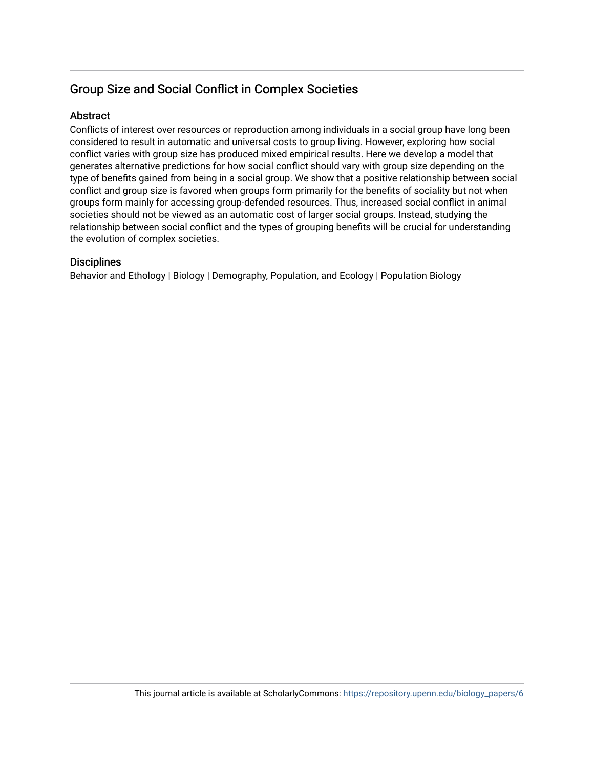## Group Size and Social Conflict in Complex Societies

### Abstract

Conflicts of interest over resources or reproduction among individuals in a social group have long been considered to result in automatic and universal costs to group living. However, exploring how social conflict varies with group size has produced mixed empirical results. Here we develop a model that generates alternative predictions for how social conflict should vary with group size depending on the type of benefits gained from being in a social group. We show that a positive relationship between social conflict and group size is favored when groups form primarily for the benefits of sociality but not when groups form mainly for accessing group-defended resources. Thus, increased social conflict in animal societies should not be viewed as an automatic cost of larger social groups. Instead, studying the relationship between social conflict and the types of grouping benefits will be crucial for understanding the evolution of complex societies.

### Disciplines

Behavior and Ethology | Biology | Demography, Population, and Ecology | Population Biology

This journal article is available at ScholarlyCommons: https://repository.upenn.edu/biology_papers/6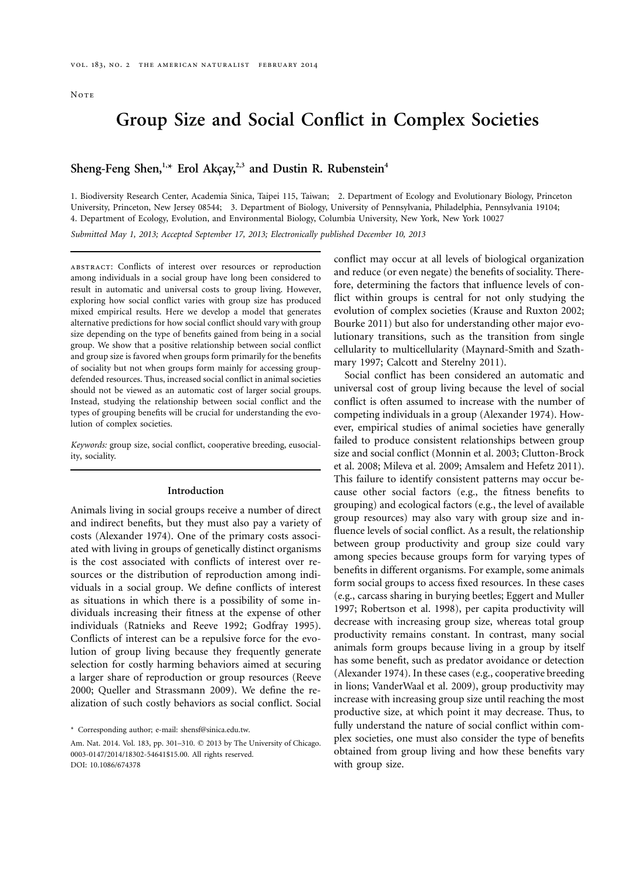Note

# Group Size and Social Conflict in Complex Societies

**Sheng-Feng Shen,[1,*] Erol Akçay,[2,3] and Dustin R. Rubenstein[4]**

1. Biodiversity Research Center, Academia Sinica, Taipei 115, Taiwan; 2. Department of Ecology and Evolutionary Biology, Princeton University, Princeton, New Jersey 08544; 3. Department of Biology, University of Pennsylvania, Philadelphia, Pennsylvania 19104; 4. Department of Ecology, Evolution, and Environmental Biology, Columbia University, New York, New York 10027

*Submitted May 1, 2013; Accepted September 17, 2013; Electronically published December 10, 2013*

abstract: Conflicts of interest over resources or reproduction among individuals in a social group have long been considered to result in automatic and universal costs to group living. However, exploring how social conflict varies with group size has produced mixed empirical results. Here we develop a model that generates alternative predictions for how social conflict should vary with group size depending on the type of benefits gained from being in a social group. We show that a positive relationship between social conflict and group size is favored when groups form primarily for the benefits of sociality but not when groups form mainly for accessing group-defended resources. Thus, increased social conflict in animal societies should not be viewed as an automatic cost of larger social groups. Instead, studying the relationship between social conflict and the types of grouping benefits will be crucial for understanding the evolution of complex societies.

*Keywords:* group size, social conflict, cooperative breeding, eusociality, sociality.

## Introduction

Animals living in social groups receive a number of direct and indirect benefits, but they must also pay a variety of costs (Alexander 1974). One of the primary costs associated with living in groups of genetically distinct organisms is the cost associated with conflicts of interest over resources or the distribution of reproduction among individuals in a social group. We define conflicts of interest as situations in which there is a possibility of some individuals increasing their fitness at the expense of other individuals (Ratnieks and Reeve 1992; Godfray 1995). Conflicts of interest can be a repulsive force for the evolution of group living because they frequently generate selection for costly harming behaviors aimed at securing a larger share of reproduction or group resources (Reeve 2000; Queller and Strassmann 2009). We define the realization of such costly behaviors as social conflict. Social conflict may occur at all levels of biological organization and reduce (or even negate) the benefits of sociality. Therefore, determining the factors that influence levels of conflict within groups is central for not only studying the evolution of complex societies (Krause and Ruxton 2002; Bourke 2011) but also for understanding other major evolutionary transitions, such as the transition from single cellularity to multicellularity (Maynard-Smith and Szathmary 1997; Calcott and Sterelny 2011).

Social conflict has been considered an automatic and universal cost of group living because the level of social conflict is often assumed to increase with the number of competing individuals in a group (Alexander 1974). However, empirical studies of animal societies have generally failed to produce consistent relationships between group size and social conflict (Monnin et al. 2003; Clutton-Brock et al. 2008; Mileva et al. 2009; Amsalem and Hefetz 2011). This failure to identify consistent patterns may occur because other social factors (e.g., the fitness benefits to grouping) and ecological factors (e.g., the level of available group resources) may also vary with group size and influence levels of social conflict. As a result, the relationship between group productivity and group size could vary among species because groups form for varying types of benefits in different organisms. For example, some animals form social groups to access fixed resources. In these cases (e.g., carcass sharing in burying beetles; Eggert and Muller 1997; Robertson et al. 1998), per capita productivity will decrease with increasing group size, whereas total group productivity remains constant. In contrast, many social animals form groups because living in a group by itself has some benefit, such as predator avoidance or detection (Alexander 1974). In these cases (e.g., cooperative breeding in lions; VanderWaal et al. 2009), group productivity may increase with increasing group size until reaching the most productive size, at which point it may decrease. Thus, to fully understand the nature of social conflict within complex societies, one must also consider the type of benefits obtained from group living and how these benefits vary with group size.

* Corresponding author; e-mail: shensf@sinica.edu.tw.

Am. Nat. 2014. Vol. 183, pp. 301–310. © 2013 by The University of Chicago. 0003-0147/2014/18302-54641$15.00. All rights reserved.
DOI: 10.1086/674378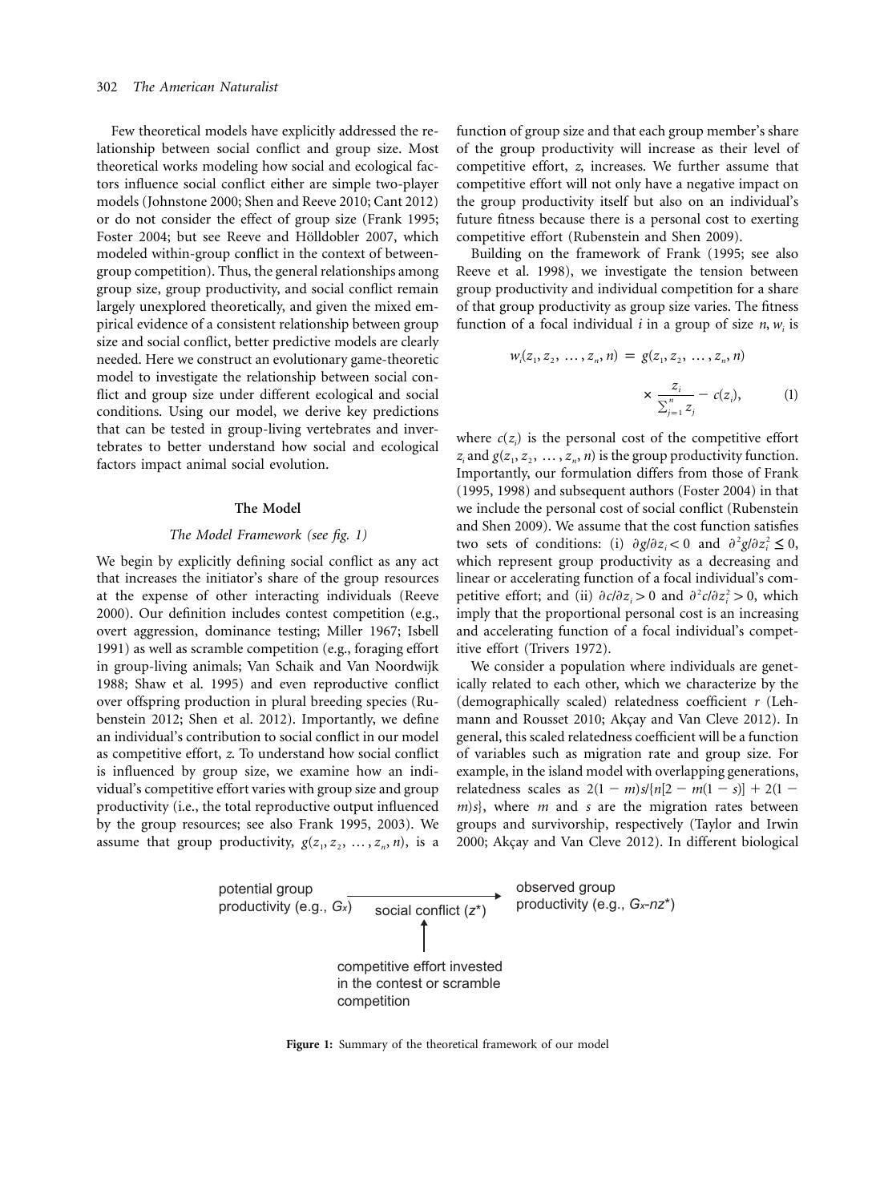Few theoretical models have explicitly addressed the relationship between social conflict and group size. Most theoretical works modeling how social and ecological factors influence social conflict either are simple two-player models (Johnstone 2000; Shen and Reeve 2010; Cant 2012) or do not consider the effect of group size (Frank 1995; Foster 2004; but see Reeve and Hölldobler 2007, which modeled within-group conflict in the context of between-group competition). Thus, the general relationships among group size, group productivity, and social conflict remain largely unexplored theoretically, and given the mixed empirical evidence of a consistent relationship between group size and social conflict, better predictive models are clearly needed. Here we construct an evolutionary game-theoretic model to investigate the relationship between social conflict and group size under different ecological and social conditions. Using our model, we derive key predictions that can be tested in group-living vertebrates and invertebrates to better understand how social and ecological factors impact animal social evolution.

## The Model

### *The Model Framework (see fig. 1)*

We begin by explicitly defining social conflict as any act that increases the initiator's share of the group resources at the expense of other interacting individuals (Reeve 2000). Our definition includes contest competition (e.g., overt aggression, dominance testing; Miller 1967; Isbell 1991) as well as scramble competition (e.g., foraging effort in group-living animals; Van Schaik and Van Noordwijk 1988; Shaw et al. 1995) and even reproductive conflict over offspring production in plural breeding species (Rubenstein 2012; Shen et al. 2012). Importantly, we define an individual's contribution to social conflict in our model as competitive effort, $z$. To understand how social conflict is influenced by group size, we examine how an individual's competitive effort varies with group size and group productivity (i.e., the total reproductive output influenced by the group resources; see also Frank 1995, 2003). We assume that group productivity, $g(z_1, z_2, \ldots, z_n, n)$, is a function of group size and that each group member's share of the group productivity will increase as their level of competitive effort, $z$, increases. We further assume that competitive effort will not only have a negative impact on the group productivity itself but also on an individual's future fitness because there is a personal cost to exerting competitive effort (Rubenstein and Shen 2009).

Building on the framework of Frank (1995; see also Reeve et al. 1998), we investigate the tension between group productivity and individual competition for a share of that group productivity as group size varies. The fitness function of a focal individual $i$ in a group of size $n$, $w_i$ is

$$w_i(z_1, z_2, \ldots, z_n, n) = g(z_1, z_2, \ldots, z_n, n) \times \frac{z_i}{\sum_{j=1}^{n} z_j} - c(z_i), \qquad (1)$$

where $c(z_i)$ is the personal cost of the competitive effort $z_i$ and $g(z_1, z_2, \ldots, z_n, n)$ is the group productivity function. Importantly, our formulation differs from those of Frank (1995, 1998) and subsequent authors (Foster 2004) in that we include the personal cost of social conflict (Rubenstein and Shen 2009). We assume that the cost function satisfies two sets of conditions: (i) $\partial g / \partial z_i < 0$ and $\partial^2 g / \partial z_i^2 \leq 0$, which represent group productivity as a decreasing and linear or accelerating function of a focal individual's competitive effort; and (ii) $\partial c / \partial z_i > 0$ and $\partial^2 c / \partial z_i^2 > 0$, which imply that the proportional personal cost is an increasing and accelerating function of a focal individual's competitive effort (Trivers 1972).

We consider a population where individuals are genetically related to each other, which we characterize by the (demographically scaled) relatedness coefficient $r$ (Lehmann and Rousset 2010; Akçay and Van Cleve 2012). In general, this scaled relatedness coefficient will be a function of variables such as migration rate and group size. For example, in the island model with overlapping generations, relatedness scales as $2(1 - m)s / \{n[2 - m(1 - s)] + 2(1 - m)s\}$, where $m$ and $s$ are the migration rates between groups and survivorship, respectively (Taylor and Irwin 2000; Akçay and Van Cleve 2012). In different biological

potential group productivity (e.g., $G_x$) → social conflict ($z^*$) → observed group productivity (e.g., $G_x$-$nz^*$)

competitive effort invested in the contest or scramble competition

**Figure 1:** Summary of the theoretical framework of our model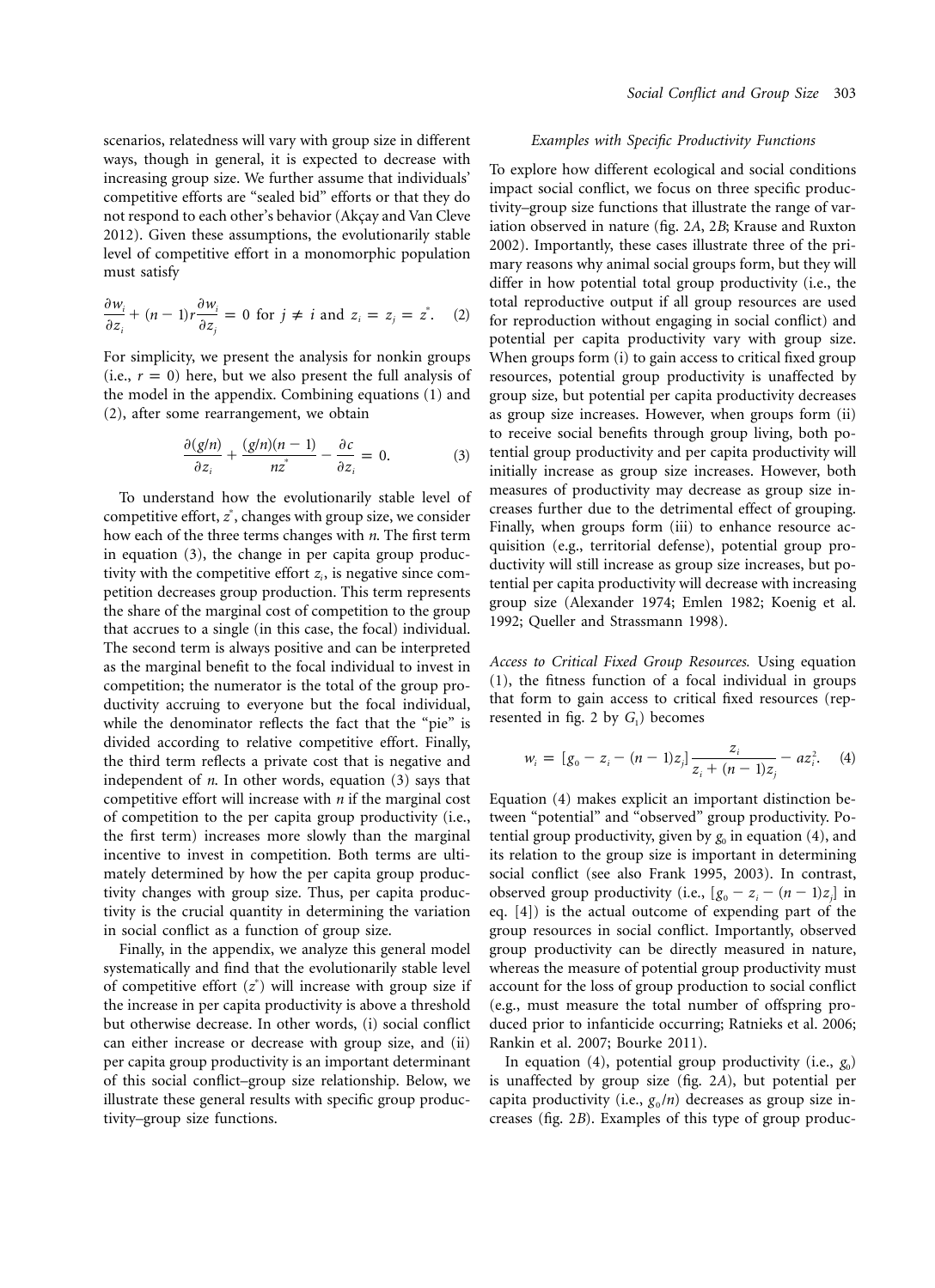scenarios, relatedness will vary with group size in different ways, though in general, it is expected to decrease with increasing group size. We further assume that individuals' competitive efforts are "sealed bid" efforts or that they do not respond to each other's behavior (Akçay and Van Cleve 2012). Given these assumptions, the evolutionarily stable level of competitive effort in a monomorphic population must satisfy

$$\frac{\partial w_i}{\partial z_i} + (n-1)r\frac{\partial w_i}{\partial z_j} = 0 \text{ for } j \neq i \text{ and } z_i = z_j = z^*. \quad (2)$$

For simplicity, we present the analysis for nonkin groups (i.e., $r = 0$) here, but we also present the full analysis of the model in the appendix. Combining equations (1) and (2), after some rearrangement, we obtain

$$\frac{\partial(g/n)}{\partial z_i} + \frac{(g/n)(n-1)}{nz^*} - \frac{\partial c}{\partial z_i} = 0. \quad (3)$$

To understand how the evolutionarily stable level of competitive effort, $z^*$, changes with group size, we consider how each of the three terms changes with $n$. The first term in equation (3), the change in per capita group productivity with the competitive effort $z_i$, is negative since competition decreases group production. This term represents the share of the marginal cost of competition to the group that accrues to a single (in this case, the focal) individual. The second term is always positive and can be interpreted as the marginal benefit to the focal individual to invest in competition; the numerator is the total of the group productivity accruing to everyone but the focal individual, while the denominator reflects the fact that the "pie" is divided according to relative competitive effort. Finally, the third term reflects a private cost that is negative and independent of $n$. In other words, equation (3) says that competitive effort will increase with $n$ if the marginal cost of competition to the per capita group productivity (i.e., the first term) increases more slowly than the marginal incentive to invest in competition. Both terms are ultimately determined by how the per capita group productivity changes with group size. Thus, per capita productivity is the crucial quantity in determining the variation in social conflict as a function of group size.

Finally, in the appendix, we analyze this general model systematically and find that the evolutionarily stable level of competitive effort ($z^*$) will increase with group size if the increase in per capita productivity is above a threshold but otherwise decrease. In other words, (i) social conflict can either increase or decrease with group size, and (ii) per capita group productivity is an important determinant of this social conflict–group size relationship. Below, we illustrate these general results with specific group productivity–group size functions.

### *Examples with Specific Productivity Functions*

To explore how different ecological and social conditions impact social conflict, we focus on three specific productivity–group size functions that illustrate the range of variation observed in nature (fig. 2*A*, 2*B*; Krause and Ruxton 2002). Importantly, these cases illustrate three of the primary reasons why animal social groups form, but they will differ in how potential total group productivity (i.e., the total reproductive output if all group resources are used for reproduction without engaging in social conflict) and potential per capita productivity vary with group size. When groups form (i) to gain access to critical fixed group resources, potential group productivity is unaffected by group size, but potential per capita productivity decreases as group size increases. However, when groups form (ii) to receive social benefits through group living, both potential group productivity and per capita productivity will initially increase as group size increases. However, both measures of productivity may decrease as group size increases further due to the detrimental effect of grouping. Finally, when groups form (iii) to enhance resource acquisition (e.g., territorial defense), potential group productivity will still increase as group size increases, but potential per capita productivity will decrease with increasing group size (Alexander 1974; Emlen 1982; Koenig et al. 1992; Queller and Strassmann 1998).

*Access to Critical Fixed Group Resources.* Using equation (1), the fitness function of a focal individual in groups that form to gain access to critical fixed resources (represented in fig. 2 by $G_1$) becomes

$$w_i = [g_0 - z_i - (n-1)z_j]\frac{z_i}{z_i + (n-1)z_j} - az_i^2. \quad (4)$$

Equation (4) makes explicit an important distinction between "potential" and "observed" group productivity. Potential group productivity, given by $g_0$ in equation (4), and its relation to the group size is important in determining social conflict (see also Frank 1995, 2003). In contrast, observed group productivity (i.e., $[g_0 - z_i - (n-1)z_j]$ in eq. [4]) is the actual outcome of expending part of the group resources in social conflict. Importantly, observed group productivity can be directly measured in nature, whereas the measure of potential group productivity must account for the loss of group production to social conflict (e.g., must measure the total number of offspring produced prior to infanticide occurring; Ratnieks et al. 2006; Rankin et al. 2007; Bourke 2011).

In equation (4), potential group productivity (i.e., $g_0$) is unaffected by group size (fig. 2*A*), but potential per capita productivity (i.e., $g_0/n$) decreases as group size increases (fig. 2*B*). Examples of this type of group produc-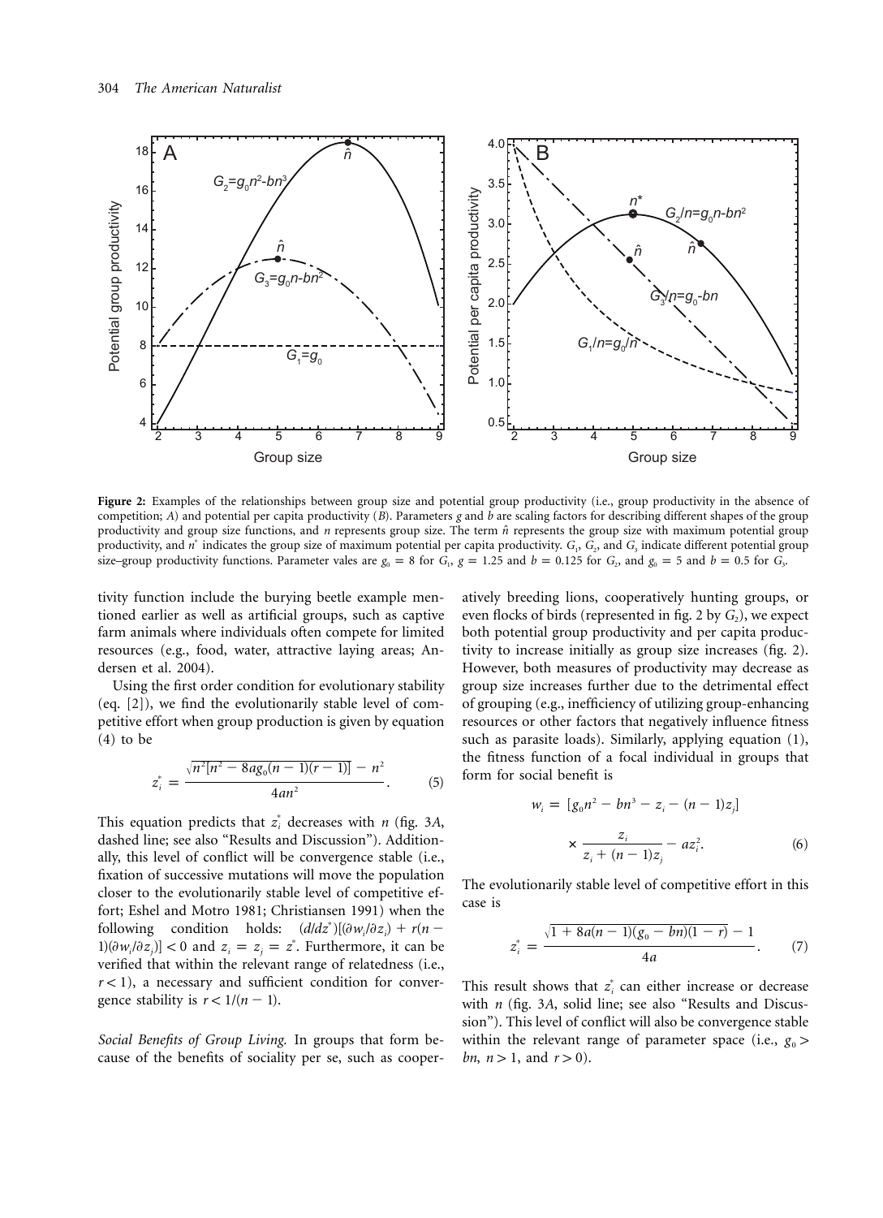**Figure 2:** Examples of the relationships between group size and potential group productivity (i.e., group productivity in the absence of competition; *A*) and potential per capita productivity (*B*). Parameters *g* and *b* are scaling factors for describing different shapes of the group productivity and group size functions, and *n* represents group size. The term $\hat{n}$ represents the group size with maximum potential group productivity, and $n^*$ indicates the group size of maximum potential per capita productivity. $G_1$, $G_2$, and $G_3$ indicate different potential group size–group productivity functions. Parameter vales are $g_0 = 8$ for $G_1$, $g = 1.25$ and $b = 0.125$ for $G_2$, and $g_0 = 5$ and $b = 0.5$ for $G_3$.

tivity function include the burying beetle example mentioned earlier as well as artificial groups, such as captive farm animals where individuals often compete for limited resources (e.g., food, water, attractive laying areas; Andersen et al. 2004).

Using the first order condition for evolutionary stability (eq. [2]), we find the evolutionarily stable level of competitive effort when group production is given by equation (4) to be

$$z_i^* = \frac{\sqrt{n^2[n^2 - 8ag_0(n-1)(r-1)]} - n^2}{4an^2}. \quad (5)$$

This equation predicts that $z_i^*$ decreases with $n$ (fig. 3*A*, dashed line; see also "Results and Discussion"). Additionally, this level of conflict will be convergence stable (i.e., fixation of successive mutations will move the population closer to the evolutionarily stable level of competitive effort; Eshel and Motro 1981; Christiansen 1991) when the following condition holds: $(d/dz^*)[(\partial w_i/\partial z_i) + r(n-1)(\partial w_i/\partial z_j)] < 0$ and $z_i = z_j = z^*$. Furthermore, it can be verified that within the relevant range of relatedness (i.e., $r < 1$), a necessary and sufficient condition for convergence stability is $r < 1/(n-1)$.

*Social Benefits of Group Living.* In groups that form because of the benefits of sociality per se, such as cooperatively breeding lions, cooperatively hunting groups, or even flocks of birds (represented in fig. 2 by $G_2$), we expect both potential group productivity and per capita productivity to increase initially as group size increases (fig. 2). However, both measures of productivity may decrease as group size increases further due to the detrimental effect of grouping (e.g., inefficiency of utilizing group-enhancing resources or other factors that negatively influence fitness such as parasite loads). Similarly, applying equation (1), the fitness function of a focal individual in groups that form for social benefit is

$$w_i = [g_0n^2 - bn^3 - z_i - (n-1)z_j] \times \frac{z_i}{z_i + (n-1)z_j} - az_i^2. \quad (6)$$

The evolutionarily stable level of competitive effort in this case is

$$z_i^* = \frac{\sqrt{1 + 8a(n-1)(g_0 - bn)(1-r)} - 1}{4a}. \quad (7)$$

This result shows that $z_i^*$ can either increase or decrease with $n$ (fig. 3*A*, solid line; see also "Results and Discussion"). This level of conflict will also be convergence stable within the relevant range of parameter space (i.e., $g_0 > bn$, $n > 1$, and $r > 0$).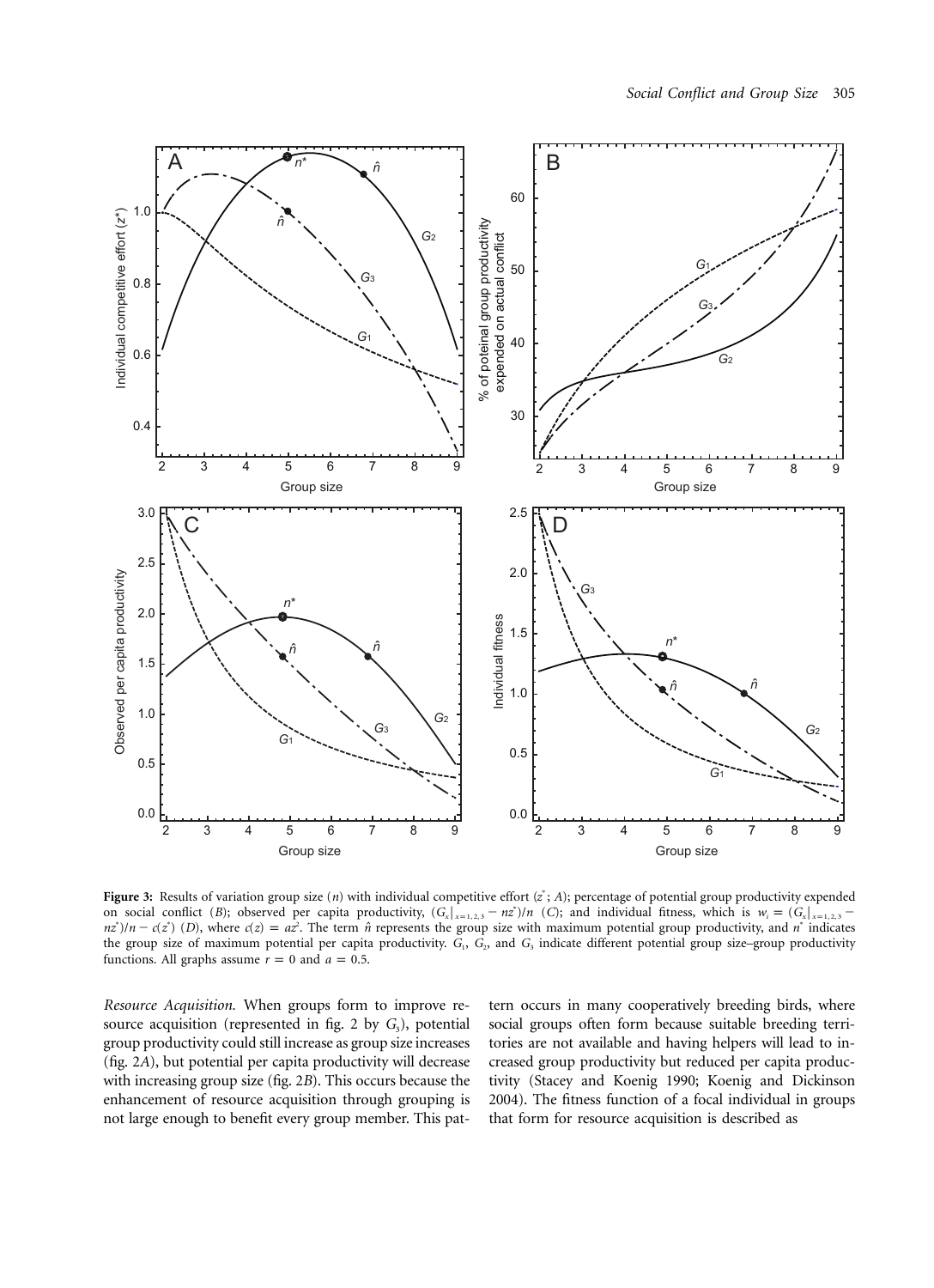**Figure 3:** Results of variation group size ($n$) with individual competitive effort ($z^*$; *A*); percentage of potential group productivity expended on social conflict (*B*); observed per capita productivity, $(G_x|_{x=1,2,3} - nz^*)/n$ (*C*); and individual fitness, which is $w_i = (G_x|_{x=1,2,3} - nz^*)/n - c(z^*)$ (*D*), where $c(z) = az^2$. The term $\hat{n}$ represents the group size with maximum potential group productivity, and $n^*$ indicates the group size of maximum potential per capita productivity. $G_1$, $G_2$, and $G_3$ indicate different potential group size–group productivity functions. All graphs assume $r = 0$ and $a = 0.5$.

*Resource Acquisition.* When groups form to improve resource acquisition (represented in fig. 2 by $G_3$), potential group productivity could still increase as group size increases (fig. 2*A*), but potential per capita productivity will decrease with increasing group size (fig. 2*B*). This occurs because the enhancement of resource acquisition through grouping is not large enough to benefit every group member. This pattern occurs in many cooperatively breeding birds, where social groups often form because suitable breeding territories are not available and having helpers will lead to increased group productivity but reduced per capita productivity (Stacey and Koenig 1990; Koenig and Dickinson 2004). The fitness function of a focal individual in groups that form for resource acquisition is described as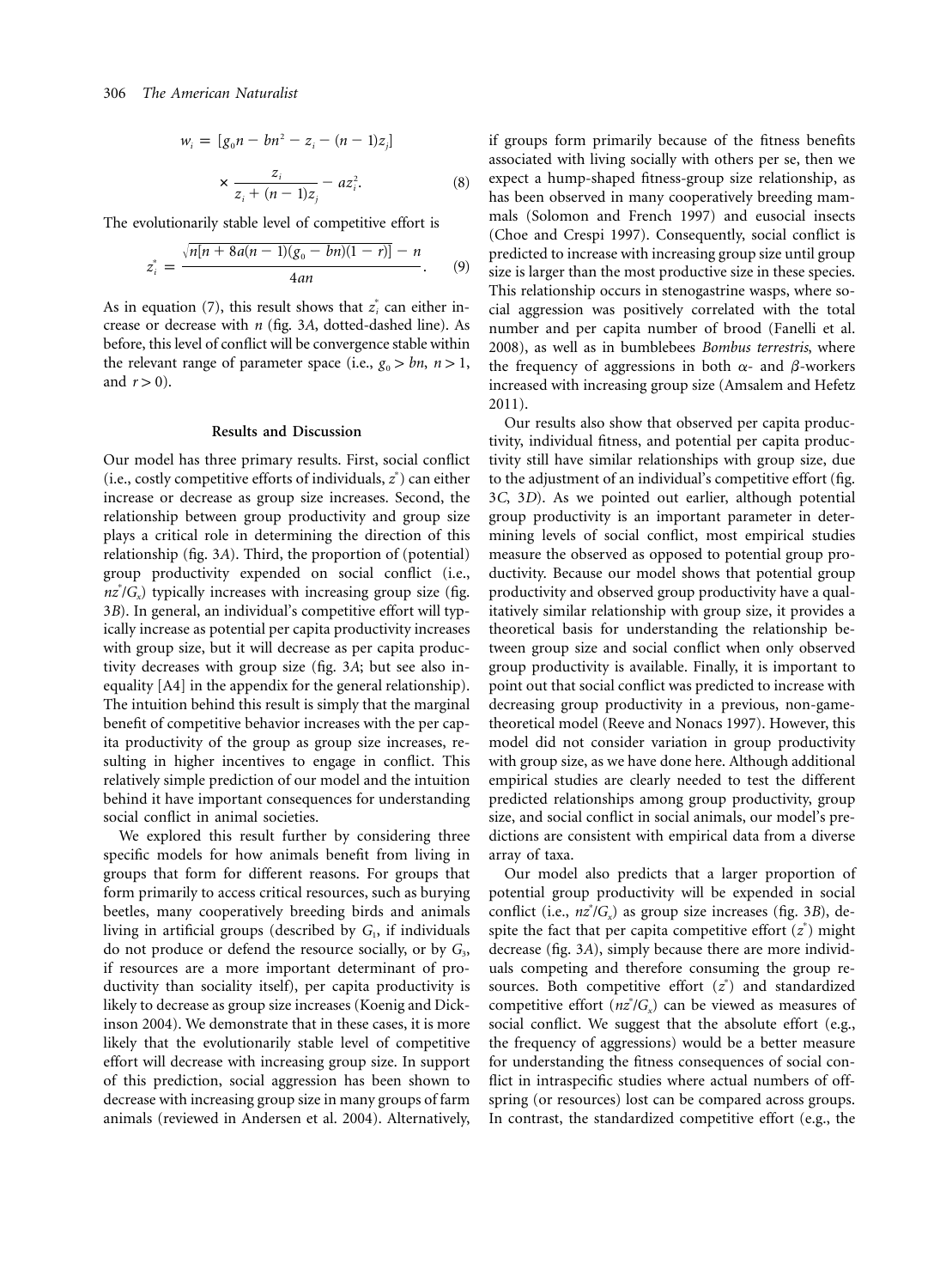$$w_i = [g_0 n - bn^2 - z_i - (n-1)z_j] \times \frac{z_i}{z_i + (n-1)z_j} - az_i^2. \tag{8}$$

The evolutionarily stable level of competitive effort is

$$z_i^* = \frac{\sqrt{n[n + 8a(n-1)(g_0 - bn)(1-r)]} - n}{4an}. \tag{9}$$

As in equation (7), this result shows that $z_i^*$ can either increase or decrease with $n$ (fig. 3*A*, dotted-dashed line). As before, this level of conflict will be convergence stable within the relevant range of parameter space (i.e., $g_0 > bn$, $n > 1$, and $r > 0$).

## Results and Discussion

Our model has three primary results. First, social conflict (i.e., costly competitive efforts of individuals, $z^*$) can either increase or decrease as group size increases. Second, the relationship between group productivity and group size plays a critical role in determining the direction of this relationship (fig. 3*A*). Third, the proportion of (potential) group productivity expended on social conflict (i.e., $nz^*/G_x$) typically increases with increasing group size (fig. 3*B*). In general, an individual's competitive effort will typically increase as potential per capita productivity increases with group size, but it will decrease as per capita productivity decreases with group size (fig. 3*A*; but see also inequality [A4] in the appendix for the general relationship). The intuition behind this result is simply that the marginal benefit of competitive behavior increases with the per capita productivity of the group as group size increases, resulting in higher incentives to engage in conflict. This relatively simple prediction of our model and the intuition behind it have important consequences for understanding social conflict in animal societies.

We explored this result further by considering three specific models for how animals benefit from living in groups that form for different reasons. For groups that form primarily to access critical resources, such as burying beetles, many cooperatively breeding birds and animals living in artificial groups (described by $G_1$, if individuals do not produce or defend the resource socially, or by $G_3$, if resources are a more important determinant of productivity than sociality itself), per capita productivity is likely to decrease as group size increases (Koenig and Dickinson 2004). We demonstrate that in these cases, it is more likely that the evolutionarily stable level of competitive effort will decrease with increasing group size. In support of this prediction, social aggression has been shown to decrease with increasing group size in many groups of farm animals (reviewed in Andersen et al. 2004). Alternatively, if groups form primarily because of the fitness benefits associated with living socially with others per se, then we expect a hump-shaped fitness-group size relationship, as has been observed in many cooperatively breeding mammals (Solomon and French 1997) and eusocial insects (Choe and Crespi 1997). Consequently, social conflict is predicted to increase with increasing group size until group size is larger than the most productive size in these species. This relationship occurs in stenogastrine wasps, where social aggression was positively correlated with the total number and per capita number of brood (Fanelli et al. 2008), as well as in bumblebees *Bombus terrestris*, where the frequency of aggressions in both $\alpha$- and $\beta$-workers increased with increasing group size (Amsalem and Hefetz 2011).

Our results also show that observed per capita productivity, individual fitness, and potential per capita productivity still have similar relationships with group size, due to the adjustment of an individual's competitive effort (fig. 3*C*, 3*D*). As we pointed out earlier, although potential group productivity is an important parameter in determining levels of social conflict, most empirical studies measure the observed as opposed to potential group productivity. Because our model shows that potential group productivity and observed group productivity have a qualitatively similar relationship with group size, it provides a theoretical basis for understanding the relationship between group size and social conflict when only observed group productivity is available. Finally, it is important to point out that social conflict was predicted to increase with decreasing group productivity in a previous, non-game-theoretical model (Reeve and Nonacs 1997). However, this model did not consider variation in group productivity with group size, as we have done here. Although additional empirical studies are clearly needed to test the different predicted relationships among group productivity, group size, and social conflict in social animals, our model's predictions are consistent with empirical data from a diverse array of taxa.

Our model also predicts that a larger proportion of potential group productivity will be expended in social conflict (i.e., $nz^*/G_x$) as group size increases (fig. 3*B*), despite the fact that per capita competitive effort ($z^*$) might decrease (fig. 3*A*), simply because there are more individuals competing and therefore consuming the group resources. Both competitive effort ($z^*$) and standardized competitive effort ($nz^*/G_x$) can be viewed as measures of social conflict. We suggest that the absolute effort (e.g., the frequency of aggressions) would be a better measure for understanding the fitness consequences of social conflict in intraspecific studies where actual numbers of offspring (or resources) lost can be compared across groups. In contrast, the standardized competitive effort (e.g., the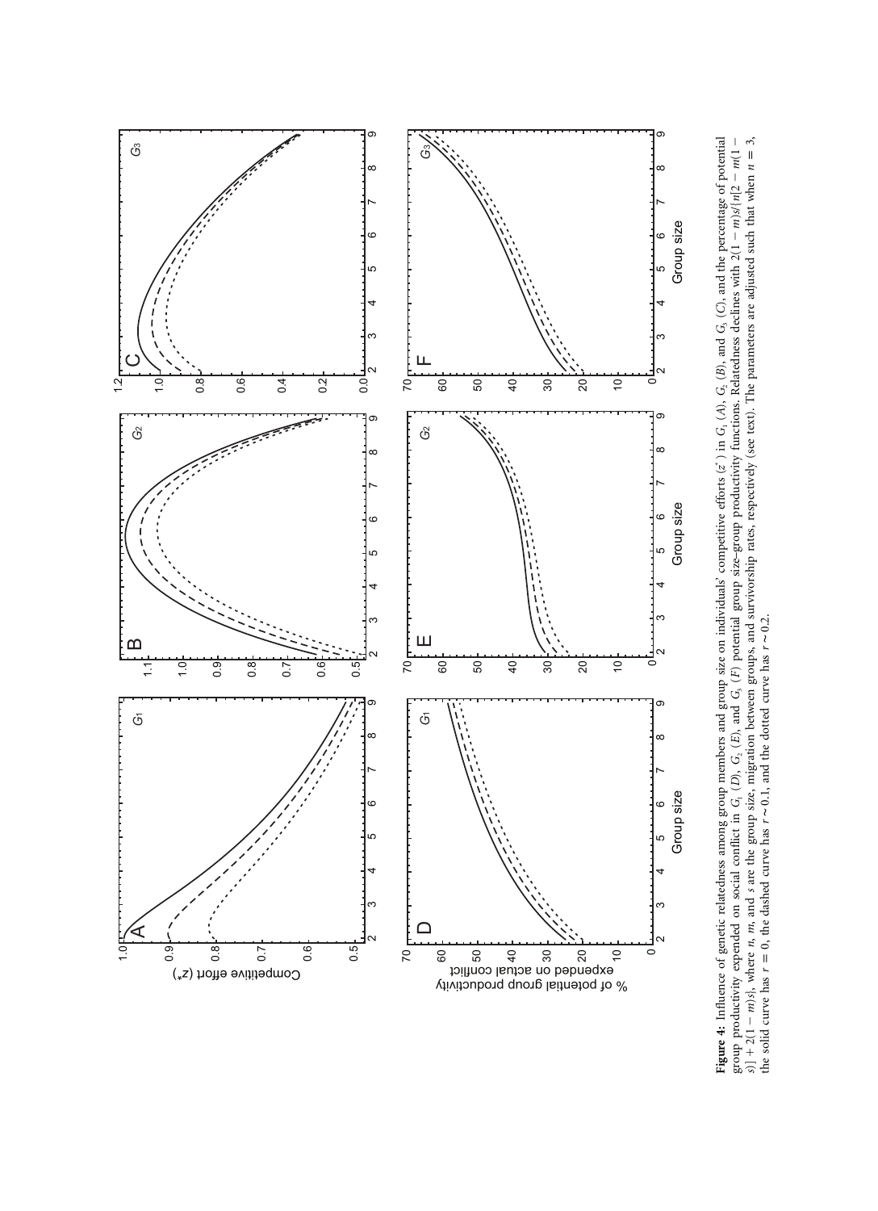**Figure 4:** Influence of genetic relatedness among group members and group size on individuals' competitive efforts ($z^*$) in $G_1$ (*A*), $G_2$ (*B*), and $G_3$ (*C*), and the percentage of potential group productivity expended on social conflict in $G_1$ (*D*), $G_2$ (*E*), and $G_3$ (*F*) potential group size–group productivity functions. Relatedness declines with $2(1-m)s/\{n[2-m(1-s)]+2(1-m)s\}$, where *n*, *m*, and *s* are the group size, migration between groups, and survivorship rates, respectively (see text). The parameters are adjusted such that when $n=3$, the solid curve has $r=0$, the dashed curve has $r \sim 0.1$, and the dotted curve has $r \sim 0.2$.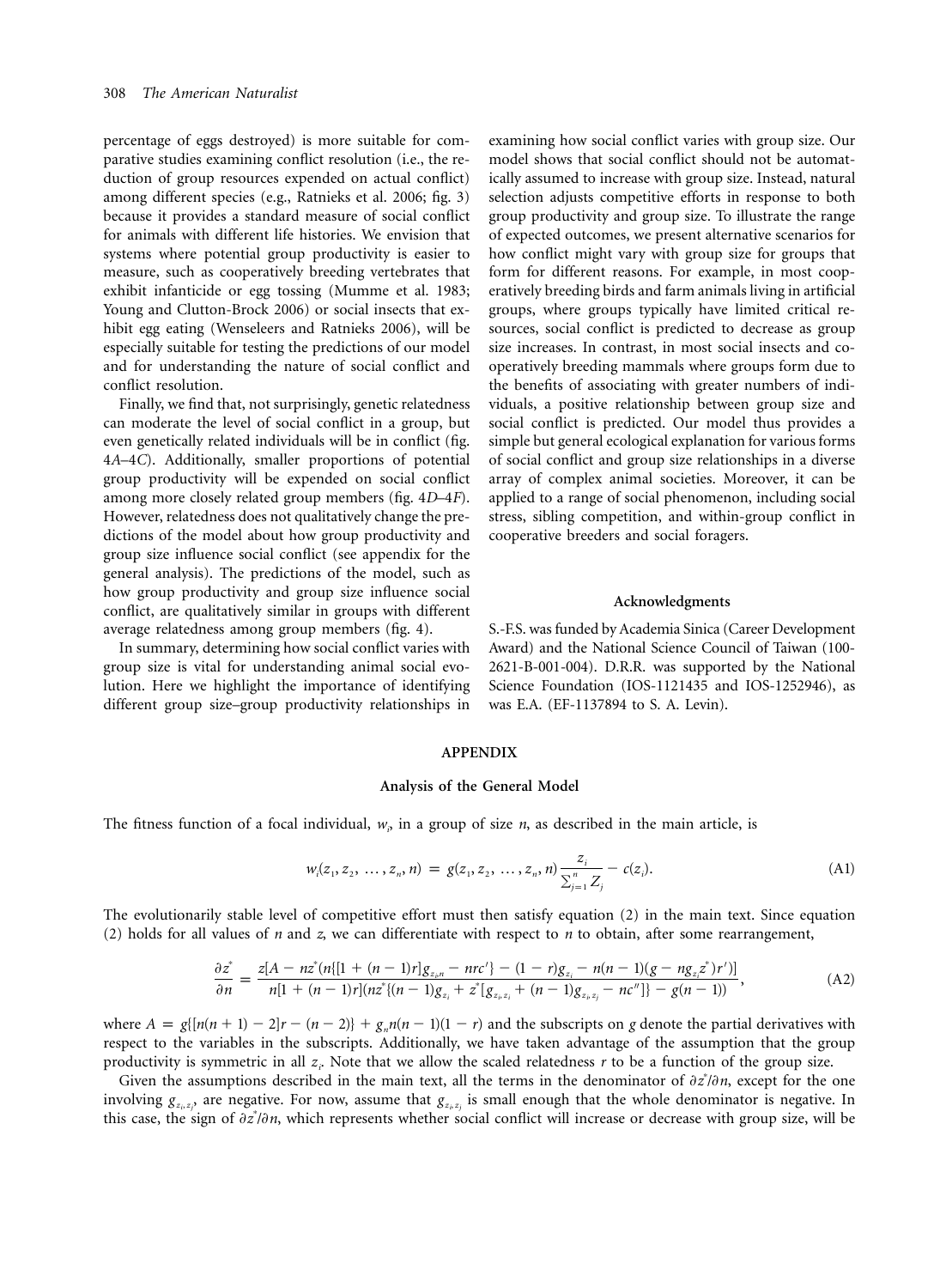percentage of eggs destroyed) is more suitable for comparative studies examining conflict resolution (i.e., the reduction of group resources expended on actual conflict) among different species (e.g., Ratnieks et al. 2006; fig. 3) because it provides a standard measure of social conflict for animals with different life histories. We envision that systems where potential group productivity is easier to measure, such as cooperatively breeding vertebrates that exhibit infanticide or egg tossing (Mumme et al. 1983; Young and Clutton-Brock 2006) or social insects that exhibit egg eating (Wenseleers and Ratnieks 2006), will be especially suitable for testing the predictions of our model and for understanding the nature of social conflict and conflict resolution.

Finally, we find that, not surprisingly, genetic relatedness can moderate the level of social conflict in a group, but even genetically related individuals will be in conflict (fig. 4*A*–4*C*). Additionally, smaller proportions of potential group productivity will be expended on social conflict among more closely related group members (fig. 4*D*–4*F*). However, relatedness does not qualitatively change the predictions of the model about how group productivity and group size influence social conflict (see appendix for the general analysis). The predictions of the model, such as how group productivity and group size influence social conflict, are qualitatively similar in groups with different average relatedness among group members (fig. 4).

In summary, determining how social conflict varies with group size is vital for understanding animal social evolution. Here we highlight the importance of identifying different group size–group productivity relationships in examining how social conflict varies with group size. Our model shows that social conflict should not be automatically assumed to increase with group size. Instead, natural selection adjusts competitive efforts in response to both group productivity and group size. To illustrate the range of expected outcomes, we present alternative scenarios for how conflict might vary with group size for groups that form for different reasons. For example, in most cooperatively breeding birds and farm animals living in artificial groups, where groups typically have limited critical resources, social conflict is predicted to decrease as group size increases. In contrast, in most social insects and cooperatively breeding mammals where groups form due to the benefits of associating with greater numbers of individuals, a positive relationship between group size and social conflict is predicted. Our model thus provides a simple but general ecological explanation for various forms of social conflict and group size relationships in a diverse array of complex animal societies. Moreover, it can be applied to a range of social phenomenon, including social stress, sibling competition, and within-group conflict in cooperative breeders and social foragers.

## Acknowledgments

S.-F.S. was funded by Academia Sinica (Career Development Award) and the National Science Council of Taiwan (100-2621-B-001-004). D.R.R. was supported by the National Science Foundation (IOS-1121435 and IOS-1252946), as was E.A. (EF-1137894 to S. A. Levin).

## APPENDIX

### Analysis of the General Model

The fitness function of a focal individual, $w_i$, in a group of size $n$, as described in the main article, is

$$w_i(z_1, z_2, \ldots, z_n, n) = g(z_1, z_2, \ldots, z_n, n)\frac{z_i}{\sum_{j=1}^{n} Z_j} - c(z_i). \tag{A1}$$

The evolutionarily stable level of competitive effort must then satisfy equation (2) in the main text. Since equation (2) holds for all values of $n$ and $z$, we can differentiate with respect to $n$ to obtain, after some rearrangement,

$$\frac{\partial z^*}{\partial n} = \frac{z[A - nz^*(n\{[1 + (n-1)r]g_{z_i n} - nrc'\} - (1-r)g_{z_i} - n(n-1)(g - ng_{z_i}z^*)r')]}{n[1 + (n-1)r](nz^*\{(n-1)g_{z_i} + z^*[g_{z_i,z_i} + (n-1)g_{z_i,z_j} - nc'']\} - g(n-1))}, \tag{A2}$$

where $A = g\{[n(n+1) - 2]r - (n-2)\} + g_n n(n-1)(1-r)$ and the subscripts on $g$ denote the partial derivatives with respect to the variables in the subscripts. Additionally, we have taken advantage of the assumption that the group productivity is symmetric in all $z_i$. Note that we allow the scaled relatedness $r$ to be a function of the group size.

Given the assumptions described in the main text, all the terms in the denominator of $\partial z^*/\partial n$, except for the one involving $g_{z_i,z_j}$, are negative. For now, assume that $g_{z_i,z_j}$ is small enough that the whole denominator is negative. In this case, the sign of $\partial z^*/\partial n$, which represents whether social conflict will increase or decrease with group size, will be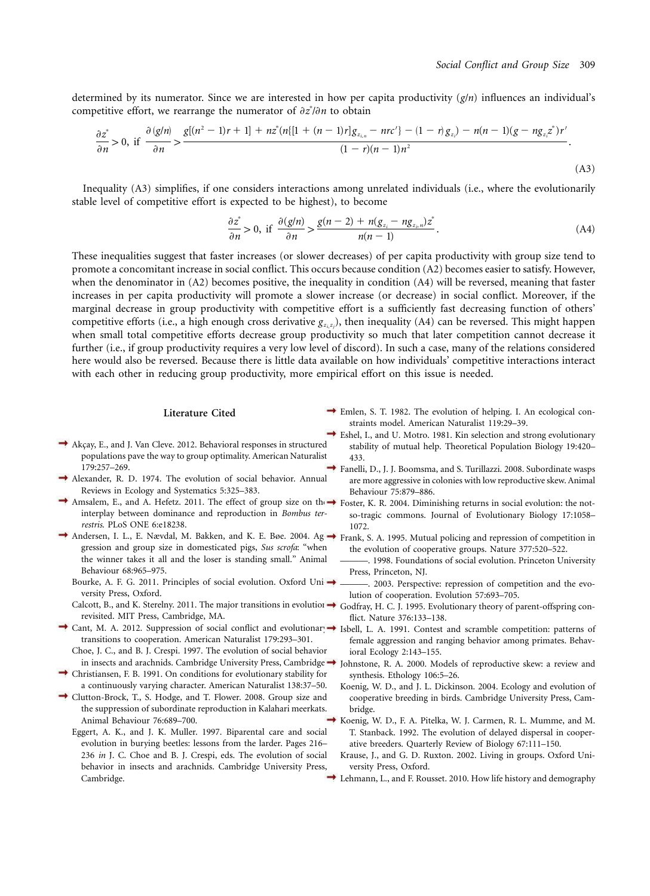determined by its numerator. Since we are interested in how per capita productivity ($g/n$) influences an individual's competitive effort, we rearrange the numerator of $\partial z^*/\partial n$ to obtain

$$\frac{\partial z^*}{\partial n} > 0, \text{ if } \frac{\partial (g/n)}{\partial n} > \frac{g[(n^2-1)r+1] + nz^*(n\{[1+(n-1)r]g_{z_{i,n}} - nrc'\} - (1-r)g_{z_i}) - n(n-1)(g - ng_{z_i}z^*)r'}{(1-r)(n-1)n^2}. \tag{A3}$$

Inequality (A3) simplifies, if one considers interactions among unrelated individuals (i.e., where the evolutionarily stable level of competitive effort is expected to be highest), to become

$$\frac{\partial z^*}{\partial n} > 0, \text{ if } \frac{\partial (g/n)}{\partial n} > \frac{g(n-2) + n(g_{z_i} - ng_{z_i,n})z^*}{n(n-1)}. \tag{A4}$$

These inequalities suggest that faster increases (or slower decreases) of per capita productivity with group size tend to promote a concomitant increase in social conflict. This occurs because condition (A2) becomes easier to satisfy. However, when the denominator in (A2) becomes positive, the inequality in condition (A4) will be reversed, meaning that faster increases in per capita productivity will promote a slower increase (or decrease) in social conflict. Moreover, if the marginal decrease in group productivity with competitive effort is a sufficiently fast decreasing function of others' competitive efforts (i.e., a high enough cross derivative $g_{z_i z_j}$), then inequality (A4) can be reversed. This might happen when small total competitive efforts decrease group productivity so much that later competition cannot decrease it further (i.e., if group productivity requires a very low level of discord). In such a case, many of the relations considered here would also be reversed. Because there is little data available on how individuals' competitive interactions interact with each other in reducing group productivity, more empirical effort on this issue is needed.

## Literature Cited

Akçay, E., and J. Van Cleve. 2012. Behavioral responses in structured populations pave the way to group optimality. American Naturalist 179:257–269.

Alexander, R. D. 1974. The evolution of social behavior. Annual Reviews in Ecology and Systematics 5:325–383.

Amsalem, E., and A. Hefetz. 2011. The effect of group size on the interplay between dominance and reproduction in *Bombus terrestris*. PLoS ONE 6:e18238.

Andersen, I. L., E. Nævdal, M. Bakken, and K. E. Bøe. 2004. Aggression and group size in domesticated pigs, *Sus scrofa*: "when the winner takes it all and the loser is standing small." Animal Behaviour 68:965–975.

Bourke, A. F. G. 2011. Principles of social evolution. Oxford University Press, Oxford.

Calcott, B., and K. Sterelny. 2011. The major transitions in evolution revisited. MIT Press, Cambridge, MA.

Cant, M. A. 2012. Suppression of social conflict and evolutionary transitions to cooperation. American Naturalist 179:293–301.

Choe, J. C., and B. J. Crespi. 1997. The evolution of social behavior in insects and arachnids. Cambridge University Press, Cambridge.

Christiansen, F. B. 1991. On conditions for evolutionary stability for a continuously varying character. American Naturalist 138:37–50.

Clutton-Brock, T., S. Hodge, and T. Flower. 2008. Group size and the suppression of subordinate reproduction in Kalahari meerkats. Animal Behaviour 76:689–700.

Eggert, A. K., and J. K. Muller. 1997. Biparental care and social evolution in burying beetles: lessons from the larder. Pages 216–236 *in* J. C. Choe and B. J. Crespi, eds. The evolution of social behavior in insects and arachnids. Cambridge University Press, Cambridge.

Emlen, S. T. 1982. The evolution of helping. I. An ecological constraints model. American Naturalist 119:29–39.

Eshel, I., and U. Motro. 1981. Kin selection and strong evolutionary stability of mutual help. Theoretical Population Biology 19:420–433.

Fanelli, D., J. J. Boomsma, and S. Turillazzi. 2008. Subordinate wasps are more aggressive in colonies with low reproductive skew. Animal Behaviour 75:879–886.

Foster, K. R. 2004. Diminishing returns in social evolution: the not-so-tragic commons. Journal of Evolutionary Biology 17:1058–1072.

Frank, S. A. 1995. Mutual policing and repression of competition in the evolution of cooperative groups. Nature 377:520–522.

———. 1998. Foundations of social evolution. Princeton University Press, Princeton, NJ.

———. 2003. Perspective: repression of competition and the evolution of cooperation. Evolution 57:693–705.

Godfray, H. C. J. 1995. Evolutionary theory of parent-offspring conflict. Nature 376:133–138.

Isbell, L. A. 1991. Contest and scramble competition: patterns of female aggression and ranging behavior among primates. Behavioral Ecology 2:143–155.

Johnstone, R. A. 2000. Models of reproductive skew: a review and synthesis. Ethology 106:5–26.

Koenig, W. D., and J. L. Dickinson. 2004. Ecology and evolution of cooperative breeding in birds. Cambridge University Press, Cambridge.

Koenig, W. D., F. A. Pitelka, W. J. Carmen, R. L. Mumme, and M. T. Stanback. 1992. The evolution of delayed dispersal in cooperative breeders. Quarterly Review of Biology 67:111–150.

Krause, J., and G. D. Ruxton. 2002. Living in groups. Oxford University Press, Oxford.

Lehmann, L., and F. Rousset. 2010. How life history and demography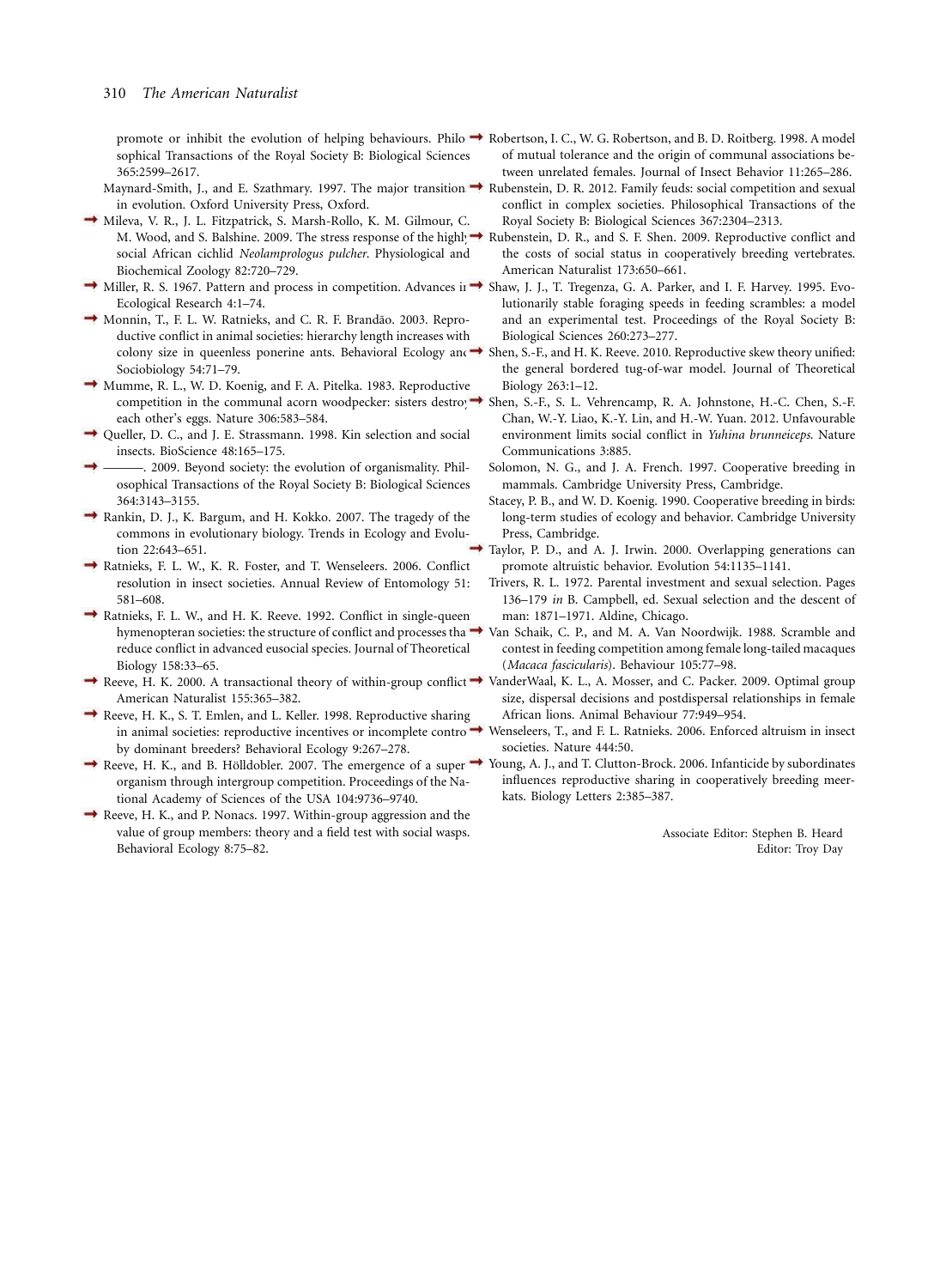promote or inhibit the evolution of helping behaviours. Philosophical Transactions of the Royal Society B: Biological Sciences 365:2599–2617.

Maynard-Smith, J., and E. Szathmary. 1997. The major transition in evolution. Oxford University Press, Oxford.

Mileva, V. R., J. L. Fitzpatrick, S. Marsh-Rollo, K. M. Gilmour, C. M. Wood, and S. Balshine. 2009. The stress response of the highly social African cichlid *Neolamprologus pulcher*. Physiological and Biochemical Zoology 82:720–729.

Miller, R. S. 1967. Pattern and process in competition. Advances in Ecological Research 4:1–74.

Monnin, T., F. L. W. Ratnieks, and C. R. F. Brandão. 2003. Reproductive conflict in animal societies: hierarchy length increases with colony size in queenless ponerine ants. Behavioral Ecology and Sociobiology 54:71–79.

Mumme, R. L., W. D. Koenig, and F. A. Pitelka. 1983. Reproductive competition in the communal acorn woodpecker: sisters destroy each other's eggs. Nature 306:583–584.

Queller, D. C., and J. E. Strassmann. 1998. Kin selection and social insects. BioScience 48:165–175.

———. 2009. Beyond society: the evolution of organismality. Philosophical Transactions of the Royal Society B: Biological Sciences 364:3143–3155.

Rankin, D. J., K. Bargum, and H. Kokko. 2007. The tragedy of the commons in evolutionary biology. Trends in Ecology and Evolution 22:643–651.

Ratnieks, F. L. W., K. R. Foster, and T. Wenseleers. 2006. Conflict resolution in insect societies. Annual Review of Entomology 51: 581–608.

Ratnieks, F. L. W., and H. K. Reeve. 1992. Conflict in single-queen hymenopteran societies: the structure of conflict and processes that reduce conflict in advanced eusocial species. Journal of Theoretical Biology 158:33–65.

Reeve, H. K. 2000. A transactional theory of within-group conflict. American Naturalist 155:365–382.

Reeve, H. K., S. T. Emlen, and L. Keller. 1998. Reproductive sharing in animal societies: reproductive incentives or incomplete control by dominant breeders? Behavioral Ecology 9:267–278.

Reeve, H. K., and B. Hölldobler. 2007. The emergence of a superorganism through intergroup competition. Proceedings of the National Academy of Sciences of the USA 104:9736–9740.

Reeve, H. K., and P. Nonacs. 1997. Within-group aggression and the value of group members: theory and a field test with social wasps. Behavioral Ecology 8:75–82.

Robertson, I. C., W. G. Robertson, and B. D. Roitberg. 1998. A model of mutual tolerance and the origin of communal associations between unrelated females. Journal of Insect Behavior 11:265–286.

Rubenstein, D. R. 2012. Family feuds: social competition and sexual conflict in complex societies. Philosophical Transactions of the Royal Society B: Biological Sciences 367:2304–2313.

Rubenstein, D. R., and S. F. Shen. 2009. Reproductive conflict and the costs of social status in cooperatively breeding vertebrates. American Naturalist 173:650–661.

Shaw, J. J., T. Tregenza, G. A. Parker, and I. F. Harvey. 1995. Evolutionarily stable foraging speeds in feeding scrambles: a model and an experimental test. Proceedings of the Royal Society B: Biological Sciences 260:273–277.

Shen, S.-F., and H. K. Reeve. 2010. Reproductive skew theory unified: the general bordered tug-of-war model. Journal of Theoretical Biology 263:1–12.

Shen, S.-F., S. L. Vehrencamp, R. A. Johnstone, H.-C. Chen, S.-F. Chan, W.-Y. Liao, K.-Y. Lin, and H.-W. Yuan. 2012. Unfavourable environment limits social conflict in *Yuhina brunneiceps*. Nature Communications 3:885.

Solomon, N. G., and J. A. French. 1997. Cooperative breeding in mammals. Cambridge University Press, Cambridge.

Stacey, P. B., and W. D. Koenig. 1990. Cooperative breeding in birds: long-term studies of ecology and behavior. Cambridge University Press, Cambridge.

Taylor, P. D., and A. J. Irwin. 2000. Overlapping generations can promote altruistic behavior. Evolution 54:1135–1141.

Trivers, R. L. 1972. Parental investment and sexual selection. Pages 136–179 *in* B. Campbell, ed. Sexual selection and the descent of man: 1871–1971. Aldine, Chicago.

Van Schaik, C. P., and M. A. Van Noordwijk. 1988. Scramble and contest in feeding competition among female long-tailed macaques (*Macaca fascicularis*). Behaviour 105:77–98.

VanderWaal, K. L., A. Mosser, and C. Packer. 2009. Optimal group size, dispersal decisions and postdispersal relationships in female African lions. Animal Behaviour 77:949–954.

Wenseleers, T., and F. L. Ratnieks. 2006. Enforced altruism in insect societies. Nature 444:50.

Young, A. J., and T. Clutton-Brock. 2006. Infanticide by subordinates influences reproductive sharing in cooperatively breeding meerkats. Biology Letters 2:385–387.

Associate Editor: Stephen B. Heard
Editor: Troy Day